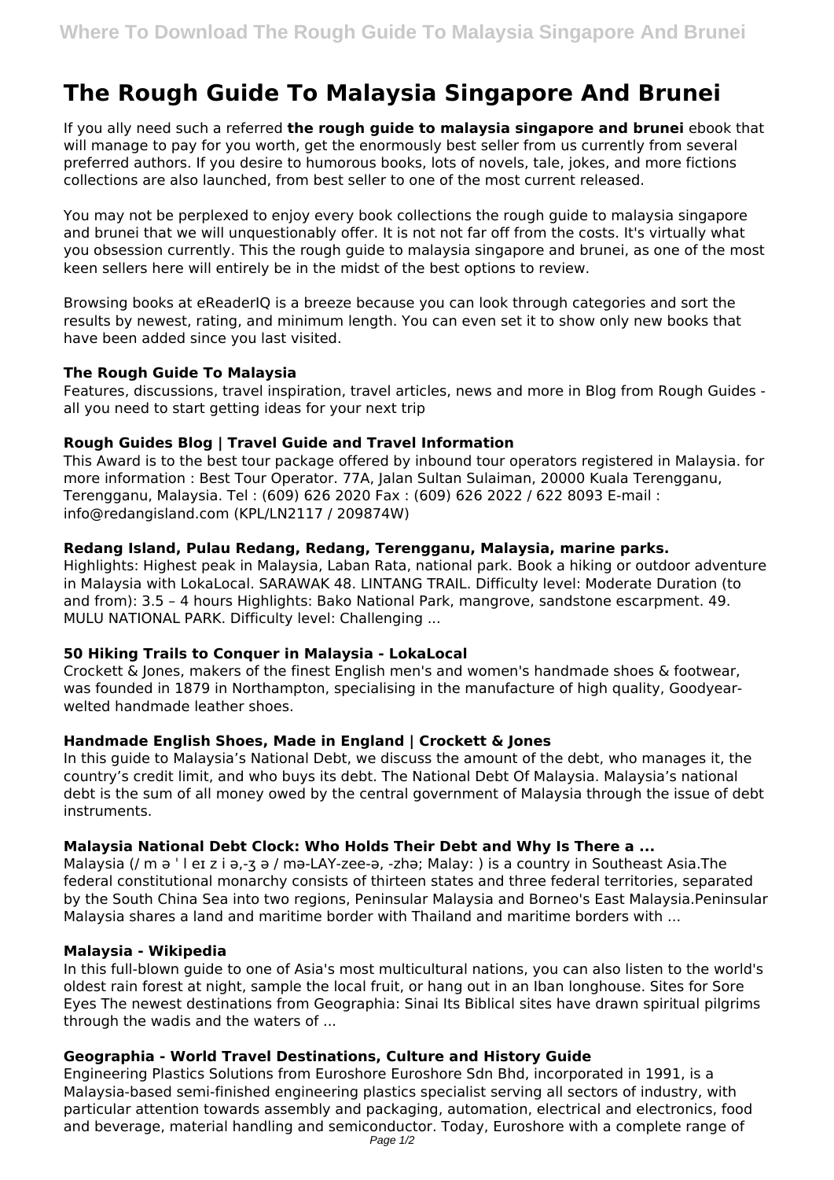# The Rough Guide To Malaysia Singapore And Brunei

If you ally need such a referred **the rough guide to malaysia singapore and brunei** ebook that will manage to pay for you worth, get the enormously best seller from us currently from several preferred authors. If you desire to humorous books, lots of novels, tale, jokes, and more fictions collections are also launched, from best seller to one of the most current released.

You may not be perplexed to enjoy every book collections the rough guide to malaysia singapore and brunei that we will unquestionably offer. It is not not far off from the costs. It's virtually what you obsession currently. This the rough guide to malaysia singapore and brunei, as one of the most keen sellers here will entirely be in the midst of the best options to review.

Browsing books at eReaderIQ is a breeze because you can look through categories and sort the results by newest, rating, and minimum length. You can even set it to show only new books that have been added since you last visited.

### The Rough Guide To Malaysia

Features, discussions, travel inspiration, travel articles, news and more in Blog from Rough Guides - all you need to start getting ideas for your next trip

### Rough Guides Blog | Travel Guide and Travel Information

This Award is to the best tour package offered by inbound tour operators registered in Malaysia. for more information : Best Tour Operator. 77A, Jalan Sultan Sulaiman, 20000 Kuala Terengganu, Terengganu, Malaysia. Tel : (609) 626 2020 Fax : (609) 626 2022 / 622 8093 E-mail : info@redangisland.com (KPL/LN2117 / 209874W)

### Redang Island, Pulau Redang, Redang, Terengganu, Malaysia, marine parks.

Highlights: Highest peak in Malaysia, Laban Rata, national park. Book a hiking or outdoor adventure in Malaysia with LokaLocal. SARAWAK 48. LINTANG TRAIL. Difficulty level: Moderate Duration (to and from): 3.5 – 4 hours Highlights: Bako National Park, mangrove, sandstone escarpment. 49. MULU NATIONAL PARK. Difficulty level: Challenging ...

### 50 Hiking Trails to Conquer in Malaysia - LokaLocal

Crockett & Jones, makers of the finest English men's and women's handmade shoes & footwear, was founded in 1879 in Northampton, specialising in the manufacture of high quality, Goodyear-welted handmade leather shoes.

### Handmade English Shoes, Made in England | Crockett & Jones

In this guide to Malaysia's National Debt, we discuss the amount of the debt, who manages it, the country's credit limit, and who buys its debt. The National Debt Of Malaysia. Malaysia's national debt is the sum of all money owed by the central government of Malaysia through the issue of debt instruments.

### Malaysia National Debt Clock: Who Holds Their Debt and Why Is There a ...

Malaysia (/ m ə ˈ l eɪ z i ə,-ʒ ə / mə-LAY-zee-ə, -zhə; Malay: ) is a country in Southeast Asia.The federal constitutional monarchy consists of thirteen states and three federal territories, separated by the South China Sea into two regions, Peninsular Malaysia and Borneo's East Malaysia.Peninsular Malaysia shares a land and maritime border with Thailand and maritime borders with ...

### Malaysia - Wikipedia

In this full-blown guide to one of Asia's most multicultural nations, you can also listen to the world's oldest rain forest at night, sample the local fruit, or hang out in an Iban longhouse. Sites for Sore Eyes The newest destinations from Geographia: Sinai Its Biblical sites have drawn spiritual pilgrims through the wadis and the waters of ...

### Geographia - World Travel Destinations, Culture and History Guide

Engineering Plastics Solutions from Euroshore Euroshore Sdn Bhd, incorporated in 1991, is a Malaysia-based semi-finished engineering plastics specialist serving all sectors of industry, with particular attention towards assembly and packaging, automation, electrical and electronics, food and beverage, material handling and semiconductor. Today, Euroshore with a complete range of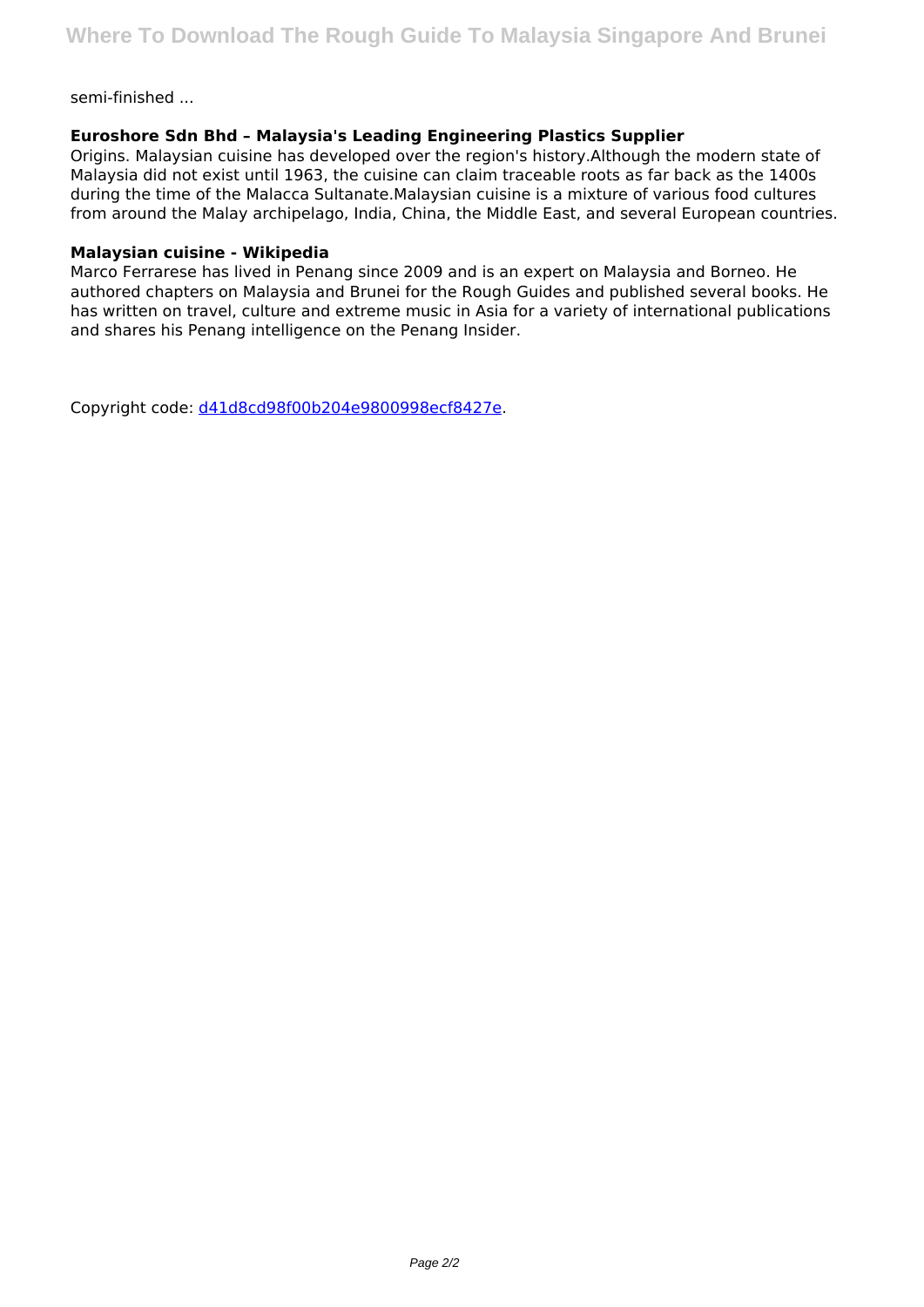semi-finished ...

**Euroshore Sdn Bhd – Malaysia's Leading Engineering Plastics Supplier**

Origins. Malaysian cuisine has developed over the region's history.Although the modern state of Malaysia did not exist until 1963, the cuisine can claim traceable roots as far back as the 1400s during the time of the Malacca Sultanate.Malaysian cuisine is a mixture of various food cultures from around the Malay archipelago, India, China, the Middle East, and several European countries.

**Malaysian cuisine - Wikipedia**

Marco Ferrarese has lived in Penang since 2009 and is an expert on Malaysia and Borneo. He authored chapters on Malaysia and Brunei for the Rough Guides and published several books. He has written on travel, culture and extreme music in Asia for a variety of international publications and shares his Penang intelligence on the Penang Insider.

Copyright code: d41d8cd98f00b204e9800998ecf8427e.